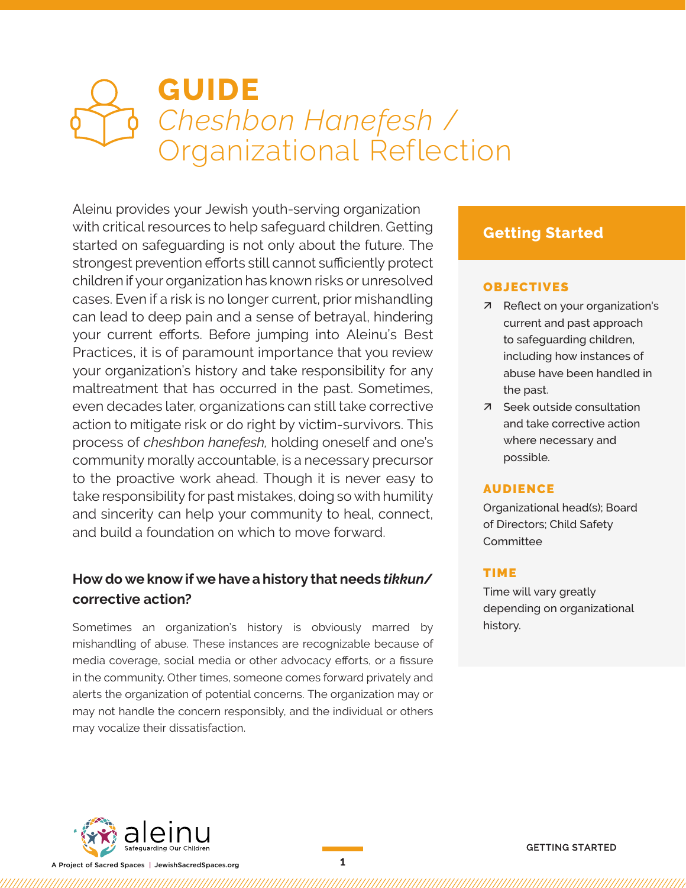# GUIDE

## *Cheshbon Hanefesh /* Organizational Reflection

Aleinu provides your Jewish youth-serving organization with critical resources to help safeguard children. Getting started on safeguarding is not only about the future. The strongest prevention efforts still cannot sufficiently protect children if your organization has known risks or unresolved cases. Even if a risk is no longer current, prior mishandling can lead to deep pain and a sense of betrayal, hindering your current efforts. Before jumping into Aleinu's Best Practices, it is of paramount importance that you review your organization's history and take responsibility for any maltreatment that has occurred in the past. Sometimes, even decades later, organizations can still take corrective action to mitigate risk or do right by victim-survivors. This process of *cheshbon hanefesh,* holding oneself and one's community morally accountable, is a necessary precursor to the proactive work ahead. Though it is never easy to take responsibility for past mistakes, doing so with humility and sincerity can help your community to heal, connect, and build a foundation on which to move forward.

### How do we know if we have a history that needs *tikkun/* corrective action?

Sometimes an organization's history is obviously marred by mishandling of abuse. These instances are recognizable because of media coverage, social media or other advocacy efforts, or a fissure in the community. Other times, someone comes forward privately and alerts the organization of potential concerns. The organization may or may not handle the concern responsibly, and the individual or others may vocalize their dissatisfaction.

## Getting Started

**OBJECTIVES**

- Reflect on your organization's current and past approach to safeguarding children, including how instances of abuse have been handled in the past.
- Seek outside consultation and take corrective action where necessary and possible.

**AUDIENCE**

Organizational head(s); Board of Directors; Child Safety Committee

**TIME**

Time will vary greatly depending on organizational history.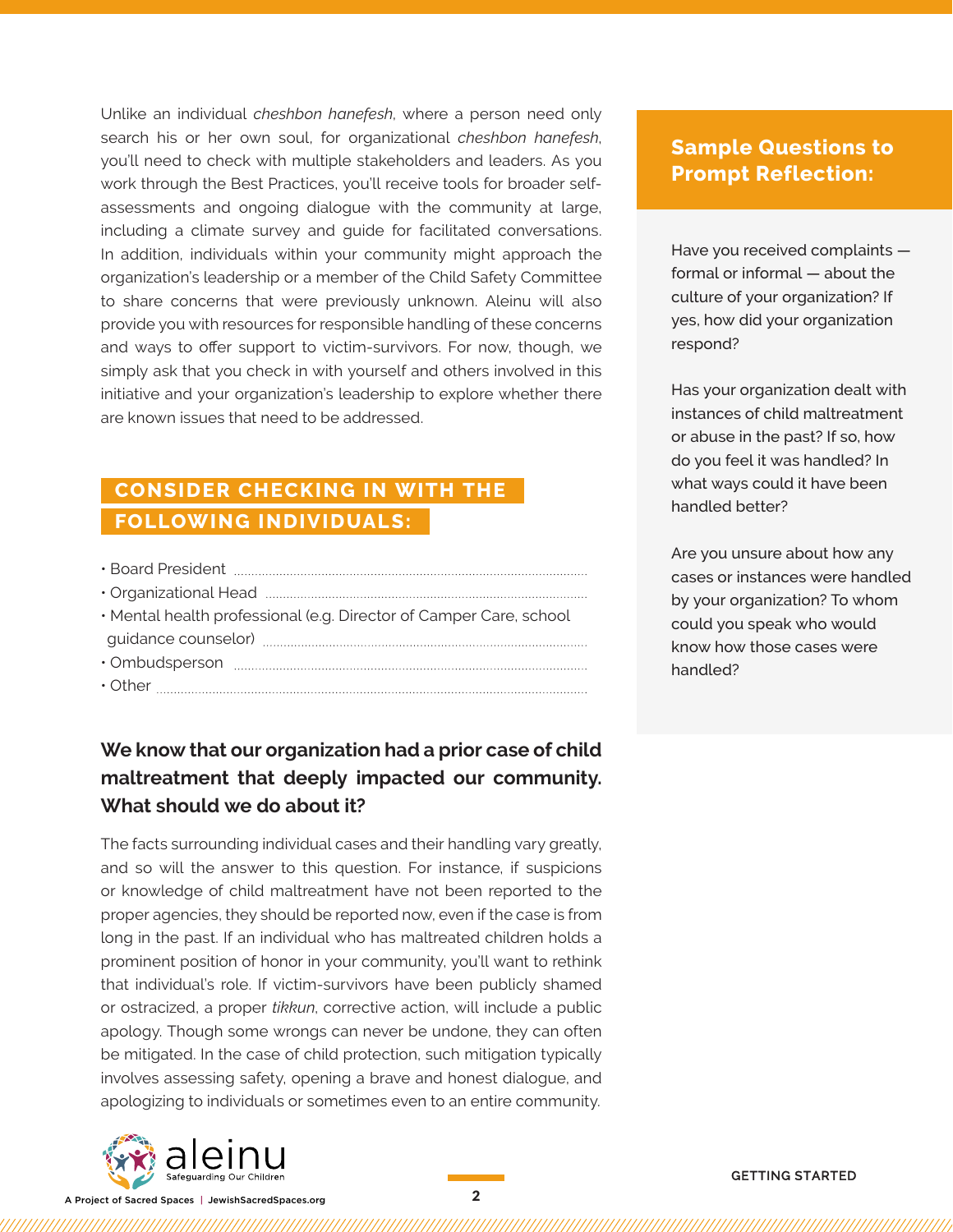Unlike an individual *cheshbon hanefesh*, where a person need only search his or her own soul, for organizational *cheshbon hanefesh*, you'll need to check with multiple stakeholders and leaders. As you work through the Best Practices, you'll receive tools for broader self-assessments and ongoing dialogue with the community at large, including a climate survey and guide for facilitated conversations. In addition, individuals within your community might approach the organization's leadership or a member of the Child Safety Committee to share concerns that were previously unknown. Aleinu will also provide you with resources for responsible handling of these concerns and ways to offer support to victim-survivors. For now, though, we simply ask that you check in with yourself and others involved in this initiative and your organization's leadership to explore whether there are known issues that need to be addressed.

## CONSIDER CHECKING IN WITH THE FOLLOWING INDIVIDUALS:

- Board President ........................................
- Organizational Head ........................................
- Mental health professional (e.g. Director of Camper Care, school guidance counselor) ........................................
- Ombudsperson ........................................
- Other ........................................

### We know that our organization had a prior case of child maltreatment that deeply impacted our community. What should we do about it?

The facts surrounding individual cases and their handling vary greatly, and so will the answer to this question. For instance, if suspicions or knowledge of child maltreatment have not been reported to the proper agencies, they should be reported now, even if the case is from long in the past. If an individual who has maltreated children holds a prominent position of honor in your community, you'll want to rethink that individual's role. If victim-survivors have been publicly shamed or ostracized, a proper *tikkun*, corrective action, will include a public apology. Though some wrongs can never be undone, they can often be mitigated. In the case of child protection, such mitigation typically involves assessing safety, opening a brave and honest dialogue, and apologizing to individuals or sometimes even to an entire community.

## Sample Questions to Prompt Reflection:

Have you received complaints — formal or informal — about the culture of your organization? If yes, how did your organization respond?

Has your organization dealt with instances of child maltreatment or abuse in the past? If so, how do you feel it was handled? In what ways could it have been handled better?

Are you unsure about how any cases or instances were handled by your organization? To whom could you speak who would know how those cases were handled?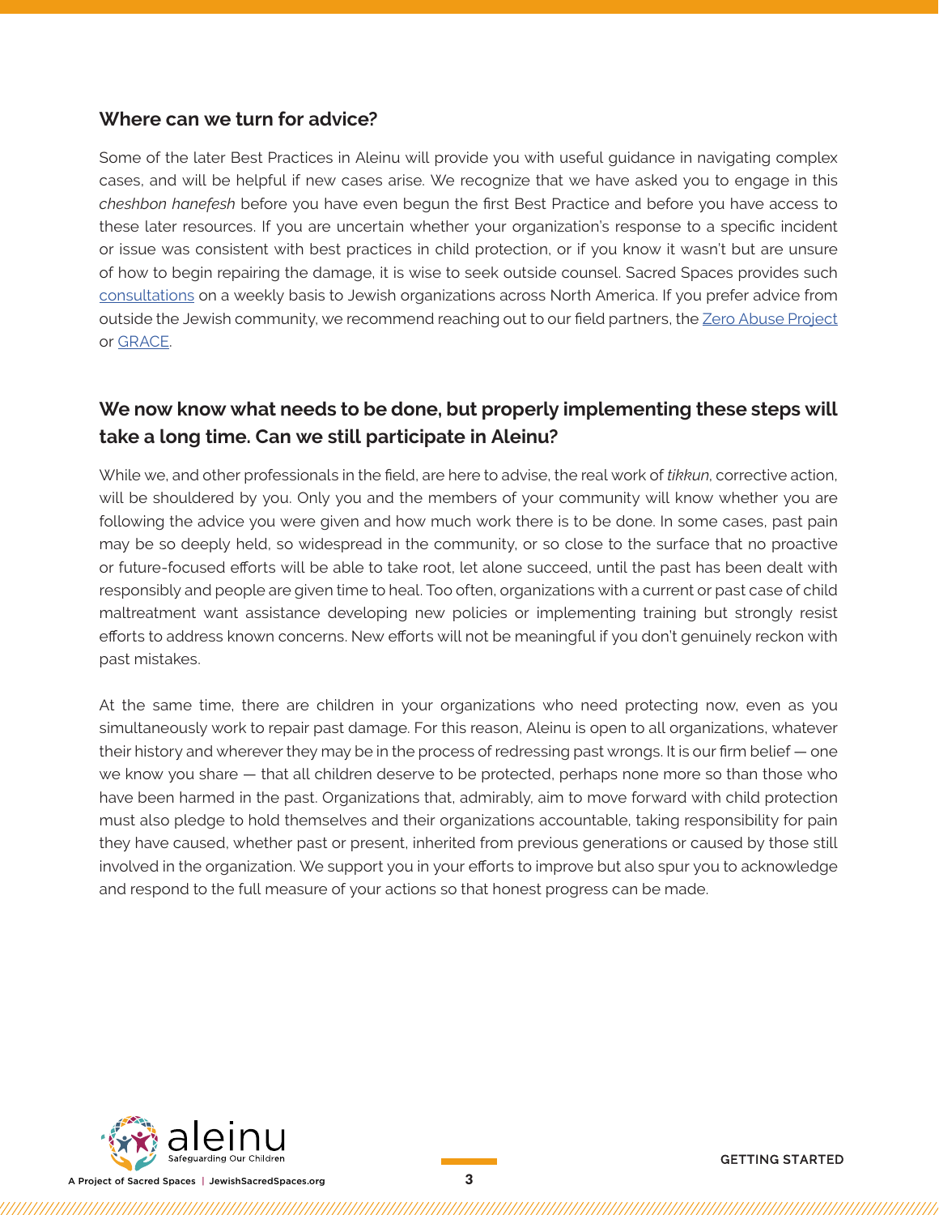### Where can we turn for advice?

Some of the later Best Practices in Aleinu will provide you with useful guidance in navigating complex cases, and will be helpful if new cases arise. We recognize that we have asked you to engage in this *cheshbon hanefesh* before you have even begun the first Best Practice and before you have access to these later resources. If you are uncertain whether your organization's response to a specific incident or issue was consistent with best practices in child protection, or if you know it wasn't but are unsure of how to begin repairing the damage, it is wise to seek outside counsel. Sacred Spaces provides such consultations on a weekly basis to Jewish organizations across North America. If you prefer advice from outside the Jewish community, we recommend reaching out to our field partners, the Zero Abuse Project or GRACE.

### We now know what needs to be done, but properly implementing these steps will take a long time. Can we still participate in Aleinu?

While we, and other professionals in the field, are here to advise, the real work of *tikkun*, corrective action, will be shouldered by you. Only you and the members of your community will know whether you are following the advice you were given and how much work there is to be done. In some cases, past pain may be so deeply held, so widespread in the community, or so close to the surface that no proactive or future-focused efforts will be able to take root, let alone succeed, until the past has been dealt with responsibly and people are given time to heal. Too often, organizations with a current or past case of child maltreatment want assistance developing new policies or implementing training but strongly resist efforts to address known concerns. New efforts will not be meaningful if you don't genuinely reckon with past mistakes.

At the same time, there are children in your organizations who need protecting now, even as you simultaneously work to repair past damage. For this reason, Aleinu is open to all organizations, whatever their history and wherever they may be in the process of redressing past wrongs. It is our firm belief — one we know you share — that all children deserve to be protected, perhaps none more so than those who have been harmed in the past. Organizations that, admirably, aim to move forward with child protection must also pledge to hold themselves and their organizations accountable, taking responsibility for pain they have caused, whether past or present, inherited from previous generations or caused by those still involved in the organization. We support you in your efforts to improve but also spur you to acknowledge and respond to the full measure of your actions so that honest progress can be made.